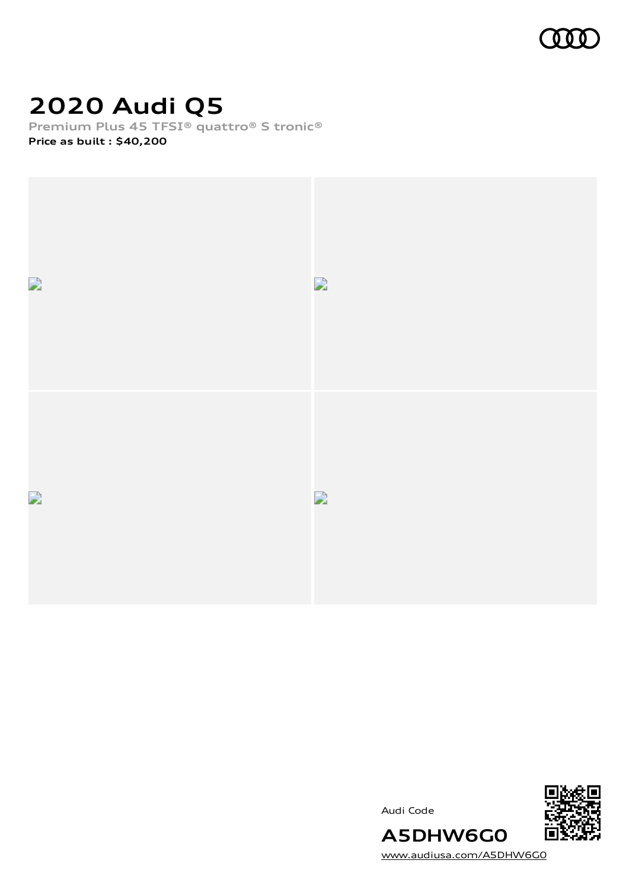# 2020 Audi Q5

**Premium Plus 45 TFSI® quattro® S tronic®**

**Price as built : $40,200**

Audi Code

**A5DHW6G0**

www.audiusa.com/A5DHW6G0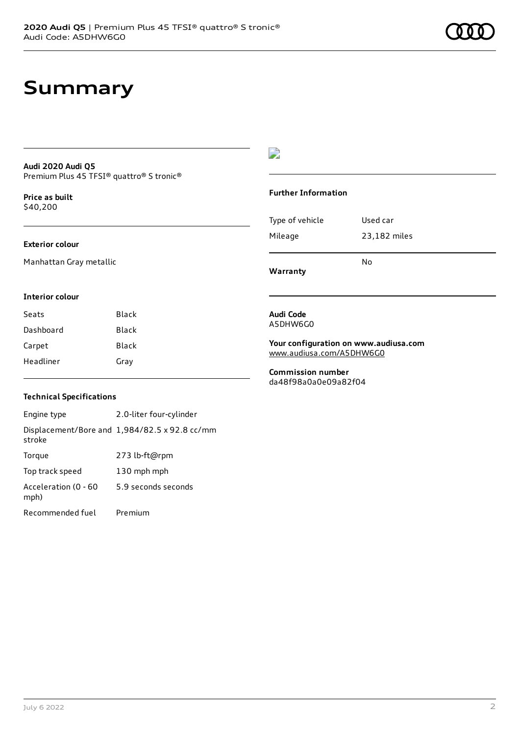# Summary

**Audi 2020 Audi Q5**
Premium Plus 45 TFSI® quattro® S tronic®

**Price as built**
$40,200

### Exterior colour

Manhattan Gray metallic

### Interior colour

| Seats | Black |
|---|---|
| Dashboard | Black |
| Carpet | Black |
| Headliner | Gray |

### Technical Specifications

| Engine type | 2.0-liter four-cylinder |
|---|---|
| Displacement/Bore and stroke | 1,984/82.5 x 92.8 cc/mm |
| Torque | 273 lb-ft@rpm |
| Top track speed | 130 mph mph |
| Acceleration (0 - 60 mph) | 5.9 seconds seconds |
| Recommended fuel | Premium |

### Further Information

| Type of vehicle | Used car |
|---|---|
| Mileage | 23,182 miles |
| Warranty | No |

**Audi Code**
A5DHW6G0

**Your configuration on www.audiusa.com**
www.audiusa.com/A5DHW6G0

**Commission number**
da48f98a0a0e09a82f04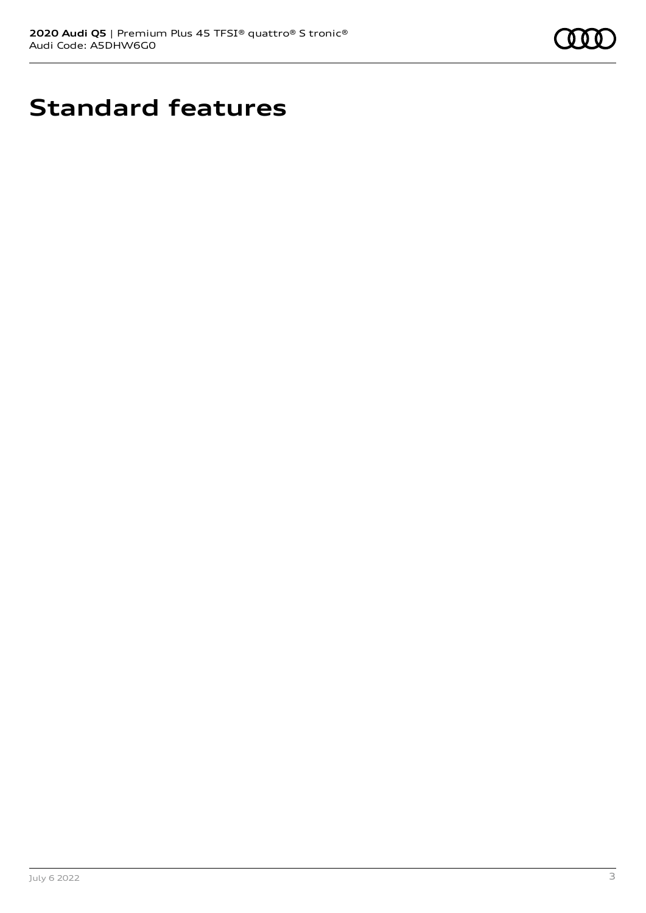# Standard features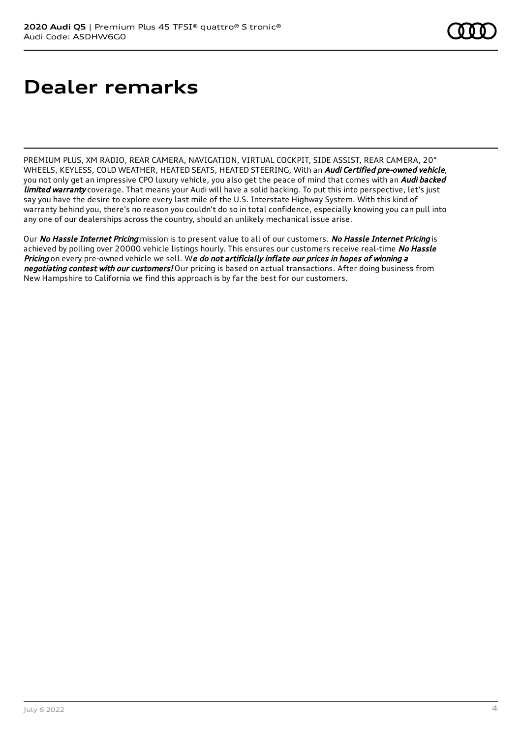# Dealer remarks

PREMIUM PLUS, XM RADIO, REAR CAMERA, NAVIGATION, VIRTUAL COCKPIT, SIDE ASSIST, REAR CAMERA, 20" WHEELS, KEYLESS, COLD WEATHER, HEATED SEATS, HEATED STEERING, With an ***Audi Certified pre-owned vehicle***, you not only get an impressive CPO luxury vehicle, you also get the peace of mind that comes with an ***Audi backed limited warranty*** coverage. That means your Audi will have a solid backing. To put this into perspective, let's just say you have the desire to explore every last mile of the U.S. Interstate Highway System. With this kind of warranty behind you, there's no reason you couldn't do so in total confidence, especially knowing you can pull into any one of our dealerships across the country, should an unlikely mechanical issue arise.

Our *No Hassle Internet Pricing* mission is to present value to all of our customers. *No Hassle Internet Pricing* is achieved by polling over 20000 vehicle listings hourly. This ensures our customers receive real-time *No Hassle Pricing* on every pre-owned vehicle we sell. W***e do not artificially inflate our prices in hopes of winning a negotiating contest with our customers!*** Our pricing is based on actual transactions. After doing business from New Hampshire to California we find this approach is by far the best for our customers.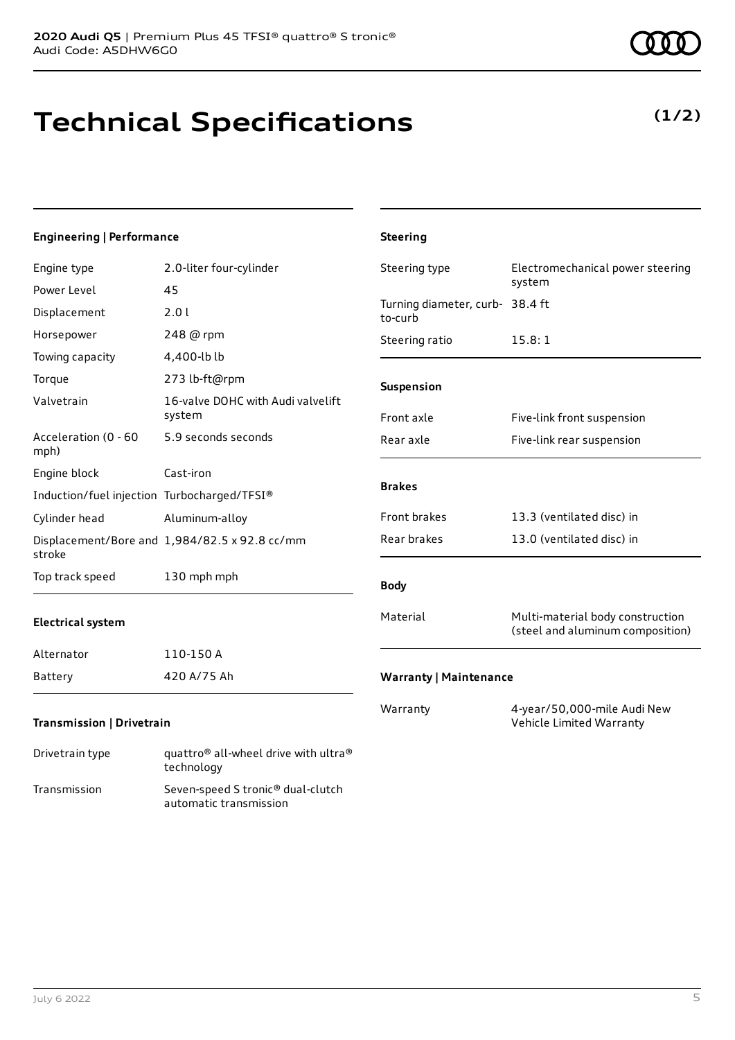**2020 Audi Q5** | Premium Plus 45 TFSI® quattro® S tronic®
Audi Code: A5DHW6G0

# Technical Specifications

**(1/2)**

### Engineering | Performance

| | |
|---|---|
| Engine type | 2.0-liter four-cylinder |
| Power Level | 45 |
| Displacement | 2.0 l |
| Horsepower | 248 @ rpm |
| Towing capacity | 4,400-lb lb |
| Torque | 273 lb-ft@rpm |
| Valvetrain | 16-valve DOHC with Audi valvelift system |
| Acceleration (0 - 60 mph) | 5.9 seconds seconds |
| Engine block | Cast-iron |
| Induction/fuel injection | Turbocharged/TFSI® |
| Cylinder head | Aluminum-alloy |
| Displacement/Bore and stroke | 1,984/82.5 x 92.8 cc/mm |
| Top track speed | 130 mph mph |

### Electrical system

| | |
|---|---|
| Alternator | 110-150 A |
| Battery | 420 A/75 Ah |

### Transmission | Drivetrain

| | |
|---|---|
| Drivetrain type | quattro® all-wheel drive with ultra® technology |
| Transmission | Seven-speed S tronic® dual-clutch automatic transmission |

### Steering

| | |
|---|---|
| Steering type | Electromechanical power steering system |
| Turning diameter, curb-to-curb | 38.4 ft |
| Steering ratio | 15.8: 1 |

### Suspension

| | |
|---|---|
| Front axle | Five-link front suspension |
| Rear axle | Five-link rear suspension |

### Brakes

| | |
|---|---|
| Front brakes | 13.3 (ventilated disc) in |
| Rear brakes | 13.0 (ventilated disc) in |

### Body

| | |
|---|---|
| Material | Multi-material body construction (steel and aluminum composition) |

### Warranty | Maintenance

| | |
|---|---|
| Warranty | 4-year/50,000-mile Audi New Vehicle Limited Warranty |

July 6 2022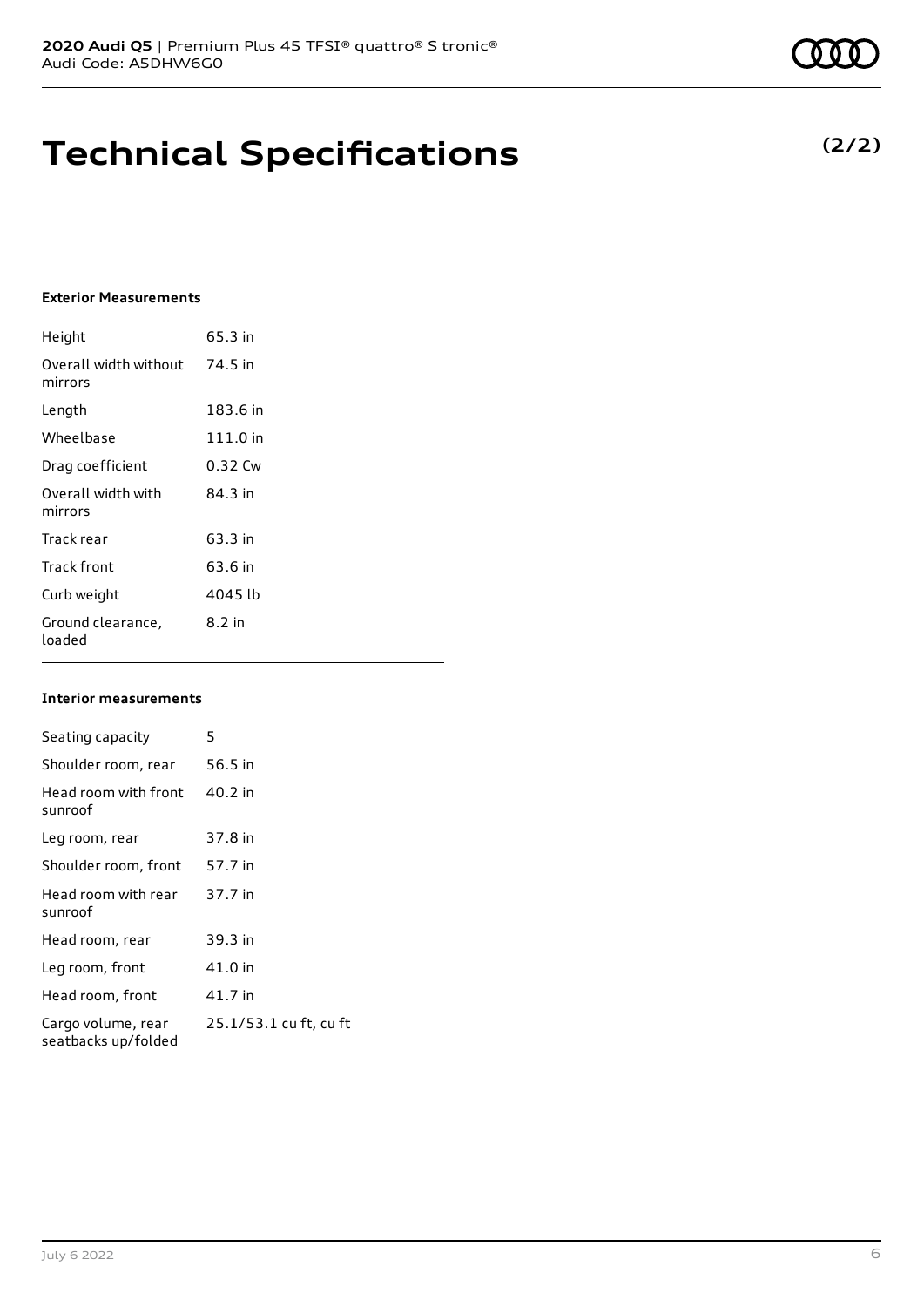# Technical Specifications

**(2/2)**

### Exterior Measurements

| | |
|---|---|
| Height | 65.3 in |
| Overall width without mirrors | 74.5 in |
| Length | 183.6 in |
| Wheelbase | 111.0 in |
| Drag coefficient | 0.32 Cw |
| Overall width with mirrors | 84.3 in |
| Track rear | 63.3 in |
| Track front | 63.6 in |
| Curb weight | 4045 lb |
| Ground clearance, loaded | 8.2 in |

### Interior measurements

| | |
|---|---|
| Seating capacity | 5 |
| Shoulder room, rear | 56.5 in |
| Head room with front sunroof | 40.2 in |
| Leg room, rear | 37.8 in |
| Shoulder room, front | 57.7 in |
| Head room with rear sunroof | 37.7 in |
| Head room, rear | 39.3 in |
| Leg room, front | 41.0 in |
| Head room, front | 41.7 in |
| Cargo volume, rear seatbacks up/folded | 25.1/53.1 cu ft, cu ft |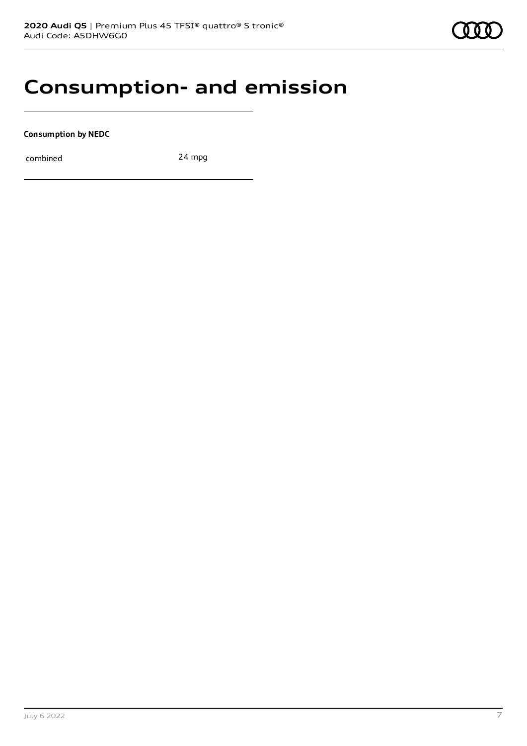# Consumption- and emission

**Consumption by NEDC**

| combined | 24 mpg |
| --- | --- |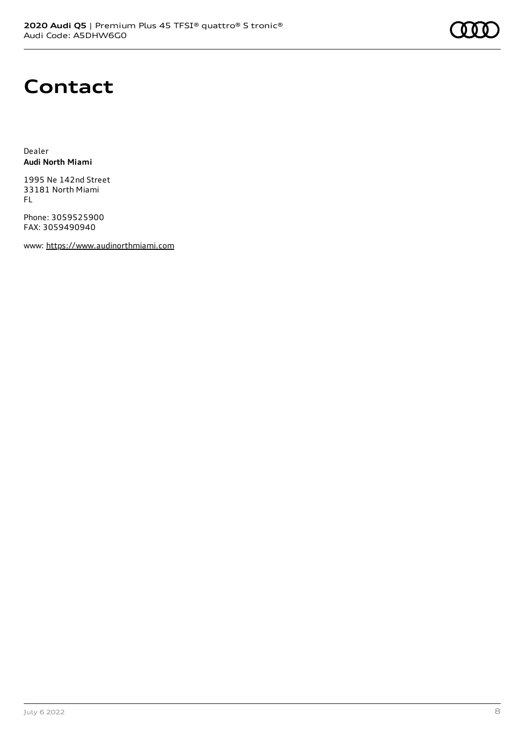# Contact

Dealer
**Audi North Miami**

1995 Ne 142nd Street
33181 North Miami
FL

Phone: 3059525900
FAX: 3059490940

www: https://www.audinorthmiami.com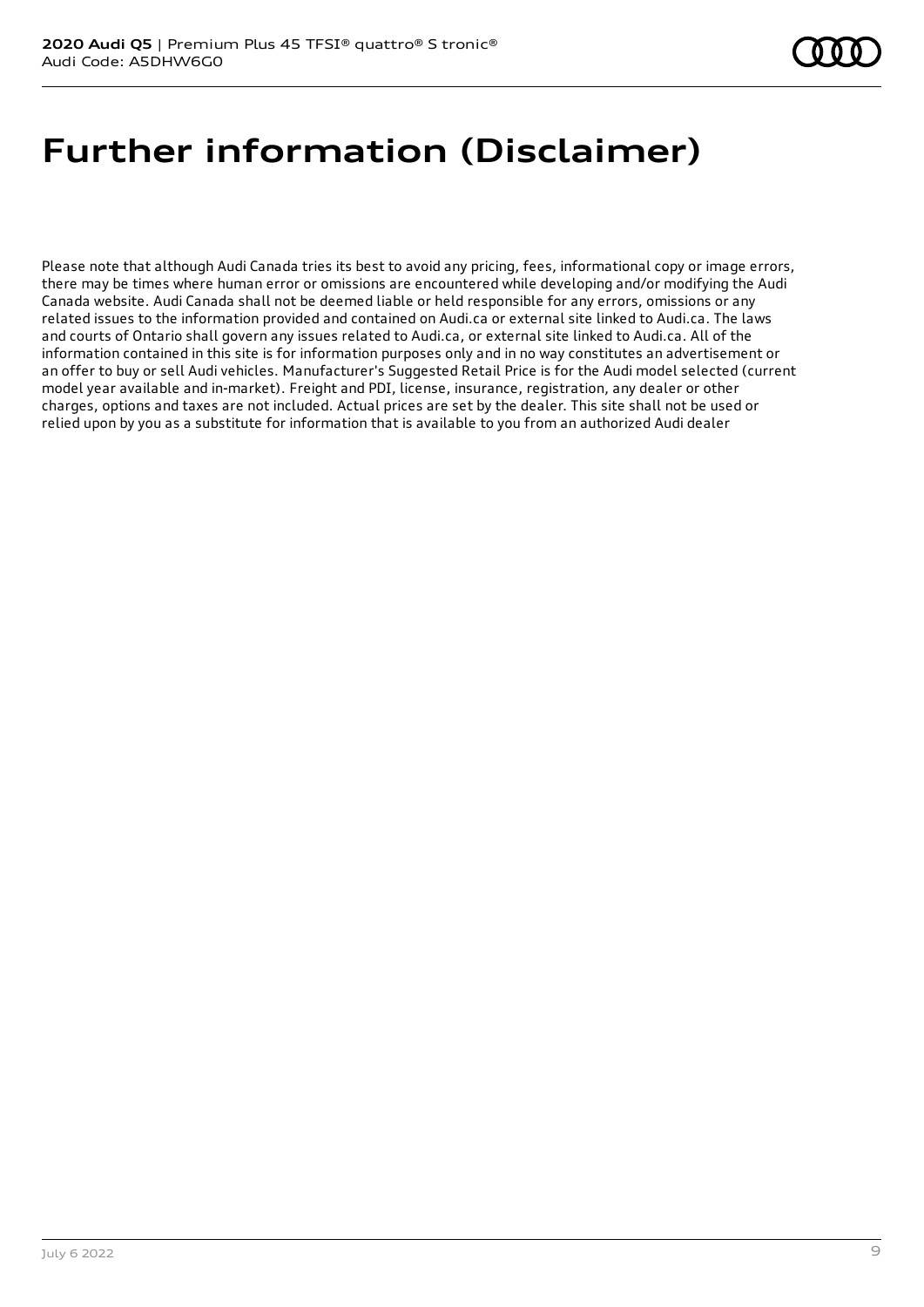# Further information (Disclaimer)

Please note that although Audi Canada tries its best to avoid any pricing, fees, informational copy or image errors, there may be times where human error or omissions are encountered while developing and/or modifying the Audi Canada website. Audi Canada shall not be deemed liable or held responsible for any errors, omissions or any related issues to the information provided and contained on Audi.ca or external site linked to Audi.ca. The laws and courts of Ontario shall govern any issues related to Audi.ca, or external site linked to Audi.ca. All of the information contained in this site is for information purposes only and in no way constitutes an advertisement or an offer to buy or sell Audi vehicles. Manufacturer's Suggested Retail Price is for the Audi model selected (current model year available and in-market). Freight and PDI, license, insurance, registration, any dealer or other charges, options and taxes are not included. Actual prices are set by the dealer. This site shall not be used or relied upon by you as a substitute for information that is available to you from an authorized Audi dealer